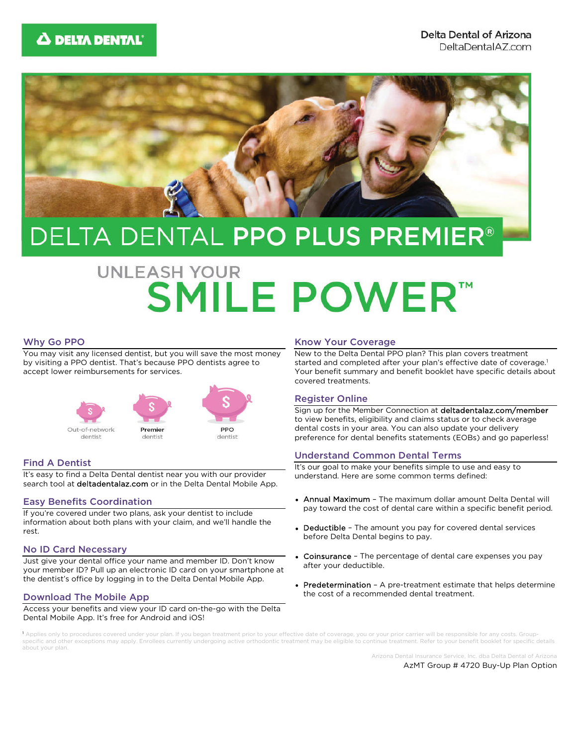DELTA DENTAL

Delta Dental of Arizona
DeltaDentalAZ.com

# DELTA DENTAL **PPO PLUS PREMIER®**

## UNLEASH YOUR SMILE POWER™

### Why Go PPO

You may visit any licensed dentist, but you will save the most money by visiting a PPO dentist. That's because PPO dentists agree to accept lower reimbursements for services.

Out-of-network dentist | **Premier** dentist | **PPO** dentist

### Find A Dentist

It's easy to find a Delta Dental dentist near you with our provider search tool at deltadentalaz.com or in the Delta Dental Mobile App.

### Easy Benefits Coordination

If you're covered under two plans, ask your dentist to include information about both plans with your claim, and we'll handle the rest.

### No ID Card Necessary

Just give your dental office your name and member ID. Don't know your member ID? Pull up an electronic ID card on your smartphone at the dentist's office by logging in to the Delta Dental Mobile App.

### Download The Mobile App

Access your benefits and view your ID card on-the-go with the Delta Dental Mobile App. It's free for Android and iOS!

### Know Your Coverage

New to the Delta Dental PPO plan? This plan covers treatment started and completed after your plan's effective date of coverage.[1] Your benefit summary and benefit booklet have specific details about covered treatments.

### Register Online

Sign up for the Member Connection at deltadentalaz.com/member to view benefits, eligibility and claims status or to check average dental costs in your area. You can also update your delivery preference for dental benefits statements (EOBs) and go paperless!

### Understand Common Dental Terms

It's our goal to make your benefits simple to use and easy to understand. Here are some common terms defined:

- Annual Maximum – The maximum dollar amount Delta Dental will pay toward the cost of dental care within a specific benefit period.
- Deductible – The amount you pay for covered dental services before Delta Dental begins to pay.
- Coinsurance – The percentage of dental care expenses you pay after your deductible.
- Predetermination – A pre-treatment estimate that helps determine the cost of a recommended dental treatment.

[1] Applies only to procedures covered under your plan. If you began treatment prior to your effective date of coverage, you or your prior carrier will be responsible for any costs. Group-specific and other exceptions may apply. Enrollees currently undergoing active orthodontic treatment may be eligible to continue treatment. Refer to your benefit booklet for specific details about your plan.

Arizona Dental Insurance Service, Inc. dba Delta Dental of Arizona

AzMT Group # 4720 Buy-Up Plan Option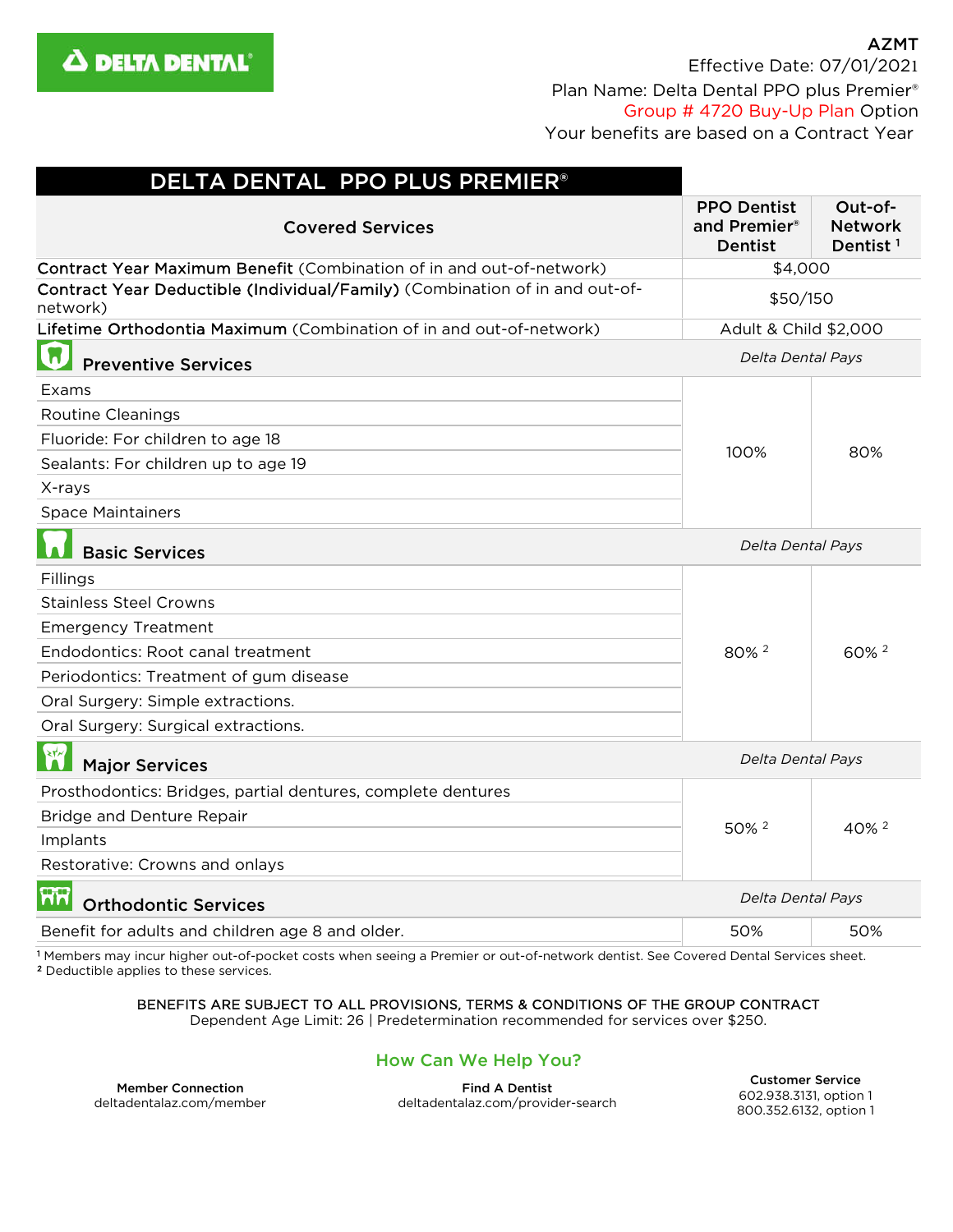DELTA DENTAL

**AZMT**
Effective Date: 07/01/2021
Plan Name: Delta Dental PPO plus Premier®
Group # 4720 Buy-Up Plan Option
Your benefits are based on a Contract Year

# DELTA DENTAL PPO PLUS PREMIER®

| Covered Services | PPO Dentist and Premier® Dentist | Out-of-Network Dentist [1] |
|---|---|---|
| **Contract Year Maximum Benefit** (Combination of in and out-of-network) | $4,000 | |
| **Contract Year Deductible (Individual/Family)** (Combination of in and out-of-network) | $50/150 | |
| **Lifetime Orthodontia Maximum** (Combination of in and out-of-network) | Adult & Child $2,000 | |
| **Preventive Services** | *Delta Dental Pays* | |
| Exams | 100% | 80% |
| Routine Cleanings | | |
| Fluoride: For children to age 18 | | |
| Sealants: For children up to age 19 | | |
| X-rays | | |
| Space Maintainers | | |
| **Basic Services** | *Delta Dental Pays* | |
| Fillings | 80% [2] | 60% [2] |
| Stainless Steel Crowns | | |
| Emergency Treatment | | |
| Endodontics: Root canal treatment | | |
| Periodontics: Treatment of gum disease | | |
| Oral Surgery: Simple extractions. | | |
| Oral Surgery: Surgical extractions. | | |
| **Major Services** | *Delta Dental Pays* | |
| Prosthodontics: Bridges, partial dentures, complete dentures | 50% [2] | 40% [2] |
| Bridge and Denture Repair | | |
| Implants | | |
| Restorative: Crowns and onlays | | |
| **Orthodontic Services** | *Delta Dental Pays* | |
| Benefit for adults and children age 8 and older. | 50% | 50% |

[1] Members may incur higher out-of-pocket costs when seeing a Premier or out-of-network dentist. See Covered Dental Services sheet.
[2] Deductible applies to these services.

BENEFITS ARE SUBJECT TO ALL PROVISIONS, TERMS & CONDITIONS OF THE GROUP CONTRACT
Dependent Age Limit: 26 | Predetermination recommended for services over $250.

## How Can We Help You?

**Member Connection**
deltadentalaz.com/member

**Find A Dentist**
deltadentalaz.com/provider-search

**Customer Service**
602.938.3131, option 1
800.352.6132, option 1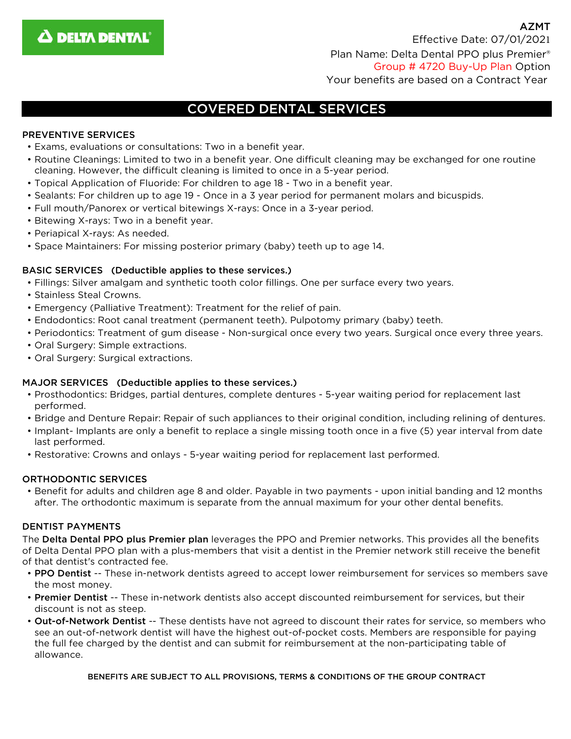DELTA DENTAL

**AZMT**
Effective Date: 07/01/2021
Plan Name: Delta Dental PPO plus Premier®
Group # 4720 Buy-Up Plan Option
Your benefits are based on a Contract Year

# COVERED DENTAL SERVICES

## PREVENTIVE SERVICES

- Exams, evaluations or consultations: Two in a benefit year.
- Routine Cleanings: Limited to two in a benefit year. One difficult cleaning may be exchanged for one routine cleaning. However, the difficult cleaning is limited to once in a 5-year period.
- Topical Application of Fluoride: For children to age 18 - Two in a benefit year.
- Sealants: For children up to age 19 - Once in a 3 year period for permanent molars and bicuspids.
- Full mouth/Panorex or vertical bitewings X-rays: Once in a 3-year period.
- Bitewing X-rays: Two in a benefit year.
- Periapical X-rays: As needed.
- Space Maintainers: For missing posterior primary (baby) teeth up to age 14.

## BASIC SERVICES (Deductible applies to these services.)

- Fillings: Silver amalgam and synthetic tooth color fillings. One per surface every two years.
- Stainless Steal Crowns.
- Emergency (Palliative Treatment): Treatment for the relief of pain.
- Endodontics: Root canal treatment (permanent teeth). Pulpotomy primary (baby) teeth.
- Periodontics: Treatment of gum disease - Non-surgical once every two years. Surgical once every three years.
- Oral Surgery: Simple extractions.
- Oral Surgery: Surgical extractions.

## MAJOR SERVICES (Deductible applies to these services.)

- Prosthodontics: Bridges, partial dentures, complete dentures - 5-year waiting period for replacement last performed.
- Bridge and Denture Repair: Repair of such appliances to their original condition, including relining of dentures.
- Implant- Implants are only a benefit to replace a single missing tooth once in a five (5) year interval from date last performed.
- Restorative: Crowns and onlays - 5-year waiting period for replacement last performed.

## ORTHODONTIC SERVICES

- Benefit for adults and children age 8 and older. Payable in two payments - upon initial banding and 12 months after. The orthodontic maximum is separate from the annual maximum for your other dental benefits.

## DENTIST PAYMENTS

The **Delta Dental PPO plus Premier plan** leverages the PPO and Premier networks. This provides all the benefits of Delta Dental PPO plan with a plus-members that visit a dentist in the Premier network still receive the benefit of that dentist's contracted fee.

- **PPO Dentist** -- These in-network dentists agreed to accept lower reimbursement for services so members save the most money.
- **Premier Dentist** -- These in-network dentists also accept discounted reimbursement for services, but their discount is not as steep.
- **Out-of-Network Dentist** -- These dentists have not agreed to discount their rates for service, so members who see an out-of-network dentist will have the highest out-of-pocket costs. Members are responsible for paying the full fee charged by the dentist and can submit for reimbursement at the non-participating table of allowance.

**BENEFITS ARE SUBJECT TO ALL PROVISIONS, TERMS & CONDITIONS OF THE GROUP CONTRACT**